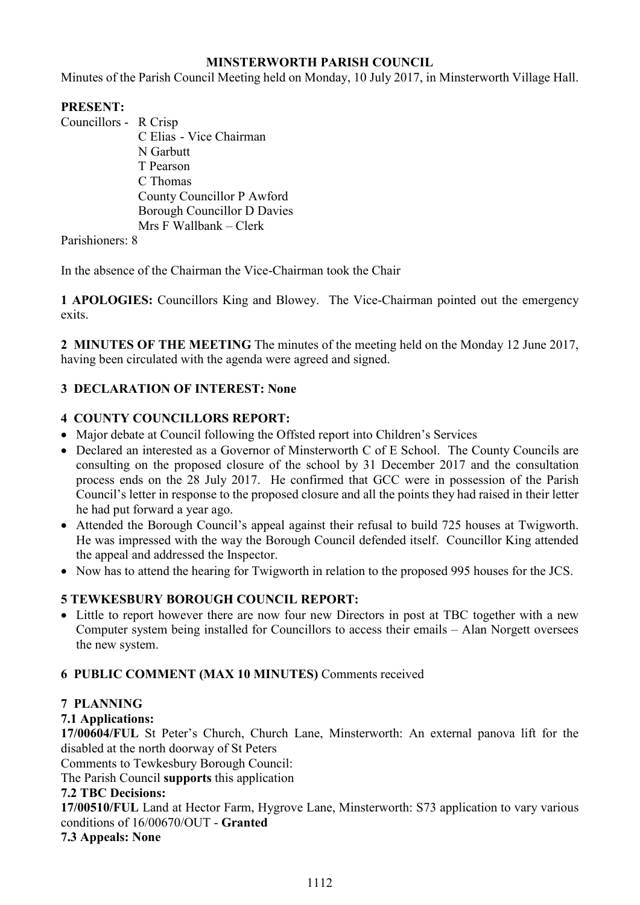**MINSTERWORTH PARISH COUNCIL**

Minutes of the Parish Council Meeting held on Monday, 10 July 2017, in Minsterworth Village Hall.

**PRESENT:**

Councillors - R Crisp
C Elias - Vice Chairman
N Garbutt
T Pearson
C Thomas
County Councillor P Awford
Borough Councillor D Davies
Mrs F Wallbank – Clerk

Parishioners: 8

In the absence of the Chairman the Vice-Chairman took the Chair

**1 APOLOGIES:** Councillors King and Blowey. The Vice-Chairman pointed out the emergency exits.

**2 MINUTES OF THE MEETING** The minutes of the meeting held on the Monday 12 June 2017, having been circulated with the agenda were agreed and signed.

**3 DECLARATION OF INTEREST: None**

**4 COUNTY COUNCILLORS REPORT:**

- Major debate at Council following the Offsted report into Children's Services
- Declared an interested as a Governor of Minsterworth C of E School. The County Councils are consulting on the proposed closure of the school by 31 December 2017 and the consultation process ends on the 28 July 2017. He confirmed that GCC were in possession of the Parish Council's letter in response to the proposed closure and all the points they had raised in their letter he had put forward a year ago.
- Attended the Borough Council's appeal against their refusal to build 725 houses at Twigworth. He was impressed with the way the Borough Council defended itself. Councillor King attended the appeal and addressed the Inspector.
- Now has to attend the hearing for Twigworth in relation to the proposed 995 houses for the JCS.

**5 TEWKESBURY BOROUGH COUNCIL REPORT:**

- Little to report however there are now four new Directors in post at TBC together with a new Computer system being installed for Councillors to access their emails – Alan Norgett oversees the new system.

**6 PUBLIC COMMENT (MAX 10 MINUTES)** Comments received

**7 PLANNING**

**7.1 Applications:**

**17/00604/FUL** St Peter's Church, Church Lane, Minsterworth: An external panova lift for the disabled at the north doorway of St Peters

Comments to Tewkesbury Borough Council:

The Parish Council **supports** this application

**7.2 TBC Decisions:**

**17/00510/FUL** Land at Hector Farm, Hygrove Lane, Minsterworth: S73 application to vary various conditions of 16/00670/OUT - **Granted**

**7.3 Appeals: None**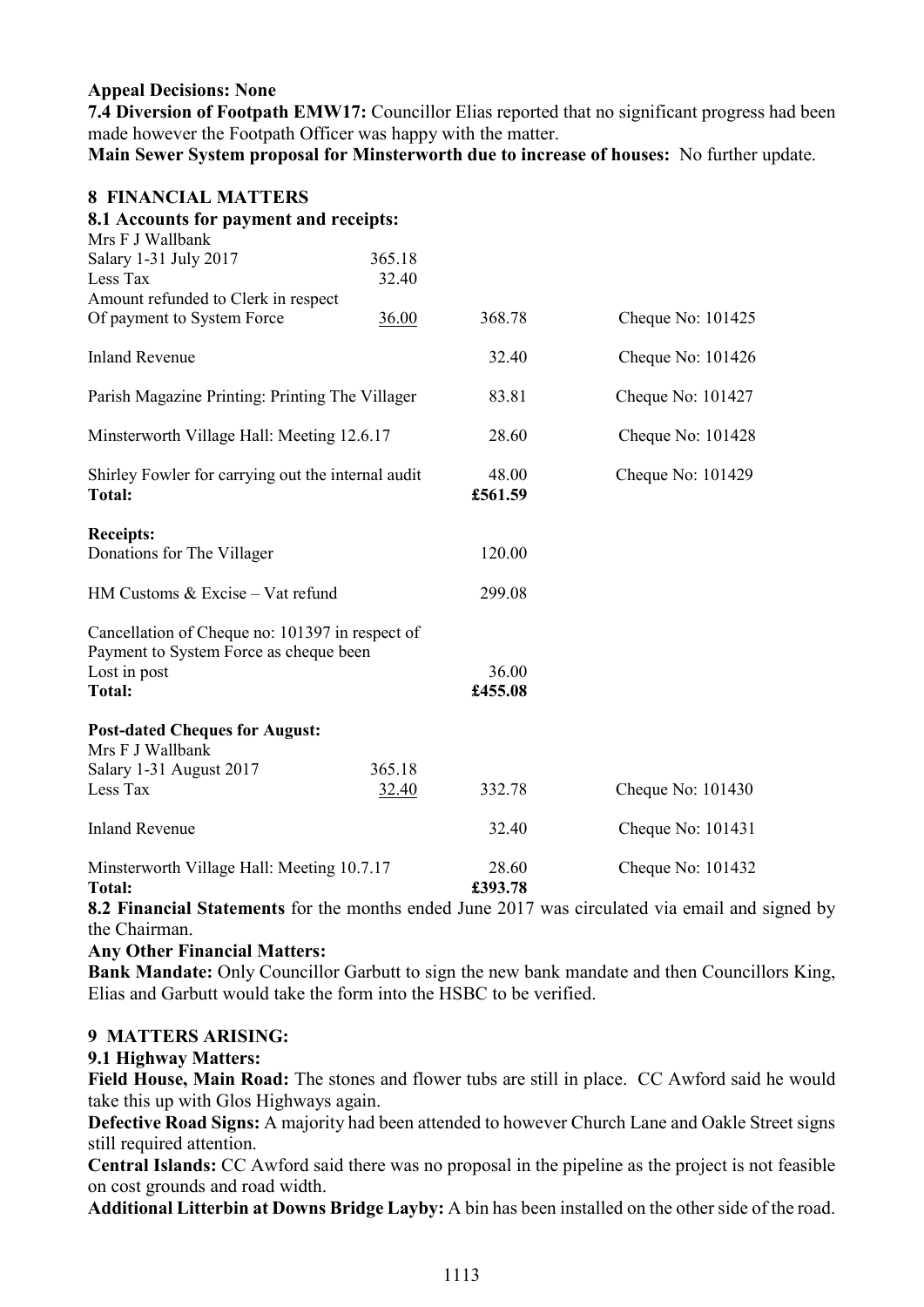**Appeal Decisions: None**

**7.4 Diversion of Footpath EMW17:** Councillor Elias reported that no significant progress had been made however the Footpath Officer was happy with the matter.

**Main Sewer System proposal for Minsterworth due to increase of houses:** No further update.

## 8 FINANCIAL MATTERS

### 8.1 Accounts for payment and receipts:

| | | | |
|---|---|---|---|
| Mrs F J Wallbank | | | |
| Salary 1-31 July 2017 | 365.18 | | |
| Less Tax | 32.40 | | |
| Amount refunded to Clerk in respect | | | |
| Of payment to System Force | 36.00 | 368.78 | Cheque No: 101425 |
| Inland Revenue | | 32.40 | Cheque No: 101426 |
| Parish Magazine Printing: Printing The Villager | | 83.81 | Cheque No: 101427 |
| Minsterworth Village Hall: Meeting 12.6.17 | | 28.60 | Cheque No: 101428 |
| Shirley Fowler for carrying out the internal audit | | 48.00 | Cheque No: 101429 |
| **Total:** | | **£561.59** | |

**Receipts:**

| | |
|---|---|
| Donations for The Villager | 120.00 |
| HM Customs & Excise – Vat refund | 299.08 |
| Cancellation of Cheque no: 101397 in respect of Payment to System Force as cheque been Lost in post | 36.00 |
| **Total:** | **£455.08** |

**Post-dated Cheques for August:**

| | | | |
|---|---|---|---|
| Mrs F J Wallbank | | | |
| Salary 1-31 August 2017 | 365.18 | | |
| Less Tax | 32.40 | 332.78 | Cheque No: 101430 |
| Inland Revenue | | 32.40 | Cheque No: 101431 |
| Minsterworth Village Hall: Meeting 10.7.17 | | 28.60 | Cheque No: 101432 |
| **Total:** | | **£393.78** | |

**8.2 Financial Statements** for the months ended June 2017 was circulated via email and signed by the Chairman.

**Any Other Financial Matters:**

**Bank Mandate:** Only Councillor Garbutt to sign the new bank mandate and then Councillors King, Elias and Garbutt would take the form into the HSBC to be verified.

## 9 MATTERS ARISING:

### 9.1 Highway Matters:

**Field House, Main Road:** The stones and flower tubs are still in place. CC Awford said he would take this up with Glos Highways again.

**Defective Road Signs:** A majority had been attended to however Church Lane and Oakle Street signs still required attention.

**Central Islands:** CC Awford said there was no proposal in the pipeline as the project is not feasible on cost grounds and road width.

**Additional Litterbin at Downs Bridge Layby:** A bin has been installed on the other side of the road.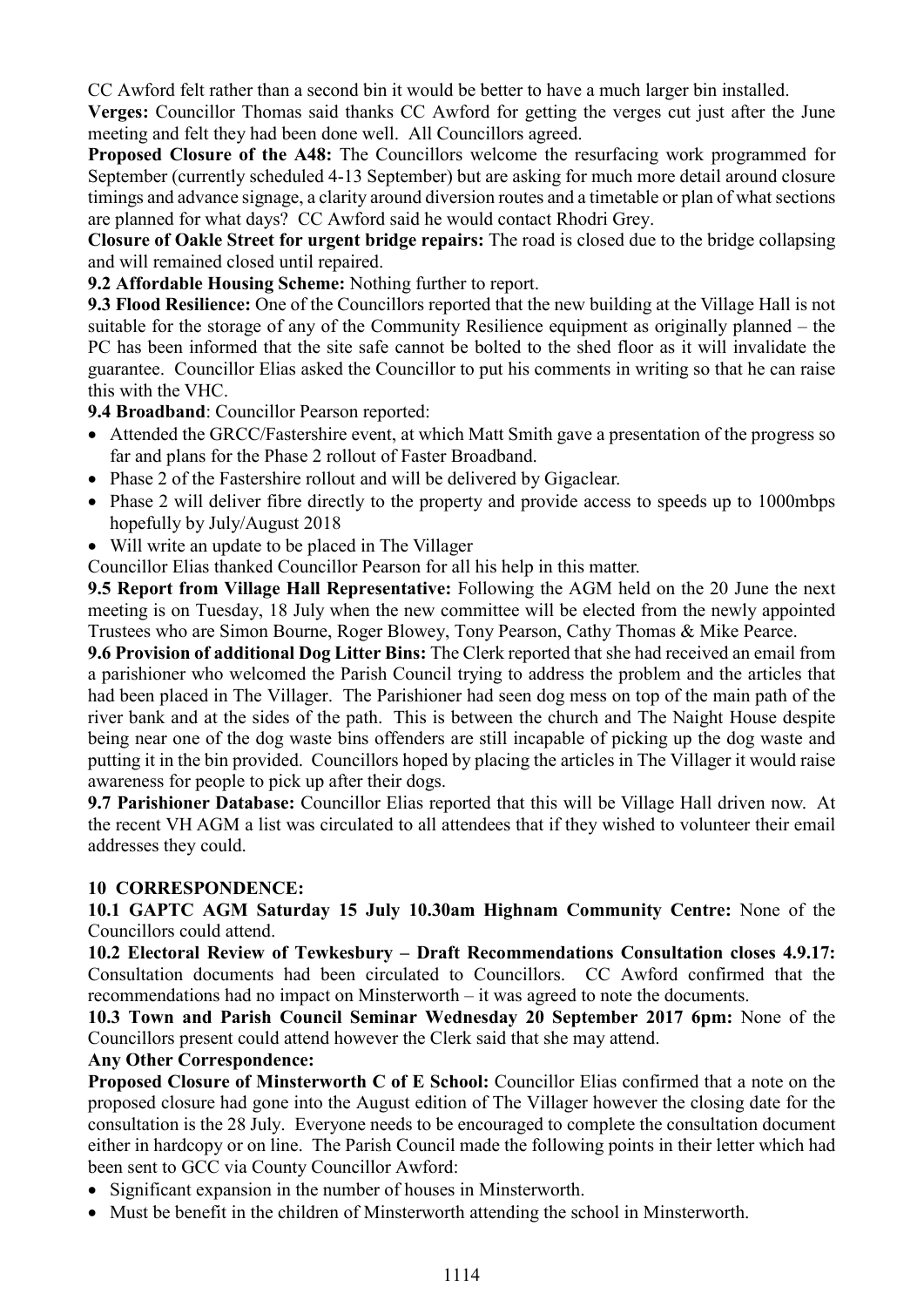CC Awford felt rather than a second bin it would be better to have a much larger bin installed.

**Verges:** Councillor Thomas said thanks CC Awford for getting the verges cut just after the June meeting and felt they had been done well. All Councillors agreed.

**Proposed Closure of the A48:** The Councillors welcome the resurfacing work programmed for September (currently scheduled 4-13 September) but are asking for much more detail around closure timings and advance signage, a clarity around diversion routes and a timetable or plan of what sections are planned for what days? CC Awford said he would contact Rhodri Grey.

**Closure of Oakle Street for urgent bridge repairs:** The road is closed due to the bridge collapsing and will remained closed until repaired.

**9.2 Affordable Housing Scheme:** Nothing further to report.

**9.3 Flood Resilience:** One of the Councillors reported that the new building at the Village Hall is not suitable for the storage of any of the Community Resilience equipment as originally planned – the PC has been informed that the site safe cannot be bolted to the shed floor as it will invalidate the guarantee. Councillor Elias asked the Councillor to put his comments in writing so that he can raise this with the VHC.

**9.4 Broadband**: Councillor Pearson reported:

- Attended the GRCC/Fastershire event, at which Matt Smith gave a presentation of the progress so far and plans for the Phase 2 rollout of Faster Broadband.
- Phase 2 of the Fastershire rollout and will be delivered by Gigaclear.
- Phase 2 will deliver fibre directly to the property and provide access to speeds up to 1000mbps hopefully by July/August 2018
- Will write an update to be placed in The Villager

Councillor Elias thanked Councillor Pearson for all his help in this matter.

**9.5 Report from Village Hall Representative:** Following the AGM held on the 20 June the next meeting is on Tuesday, 18 July when the new committee will be elected from the newly appointed Trustees who are Simon Bourne, Roger Blowey, Tony Pearson, Cathy Thomas & Mike Pearce.

**9.6 Provision of additional Dog Litter Bins:** The Clerk reported that she had received an email from a parishioner who welcomed the Parish Council trying to address the problem and the articles that had been placed in The Villager. The Parishioner had seen dog mess on top of the main path of the river bank and at the sides of the path. This is between the church and The Naight House despite being near one of the dog waste bins offenders are still incapable of picking up the dog waste and putting it in the bin provided. Councillors hoped by placing the articles in The Villager it would raise awareness for people to pick up after their dogs.

**9.7 Parishioner Database:** Councillor Elias reported that this will be Village Hall driven now. At the recent VH AGM a list was circulated to all attendees that if they wished to volunteer their email addresses they could.

## 10 CORRESPONDENCE:

**10.1 GAPTC AGM Saturday 15 July 10.30am Highnam Community Centre:** None of the Councillors could attend.

**10.2 Electoral Review of Tewkesbury – Draft Recommendations Consultation closes 4.9.17:** Consultation documents had been circulated to Councillors. CC Awford confirmed that the recommendations had no impact on Minsterworth – it was agreed to note the documents.

**10.3 Town and Parish Council Seminar Wednesday 20 September 2017 6pm:** None of the Councillors present could attend however the Clerk said that she may attend.

**Any Other Correspondence:**

**Proposed Closure of Minsterworth C of E School:** Councillor Elias confirmed that a note on the proposed closure had gone into the August edition of The Villager however the closing date for the consultation is the 28 July. Everyone needs to be encouraged to complete the consultation document either in hardcopy or on line. The Parish Council made the following points in their letter which had been sent to GCC via County Councillor Awford:

- Significant expansion in the number of houses in Minsterworth.
- Must be benefit in the children of Minsterworth attending the school in Minsterworth.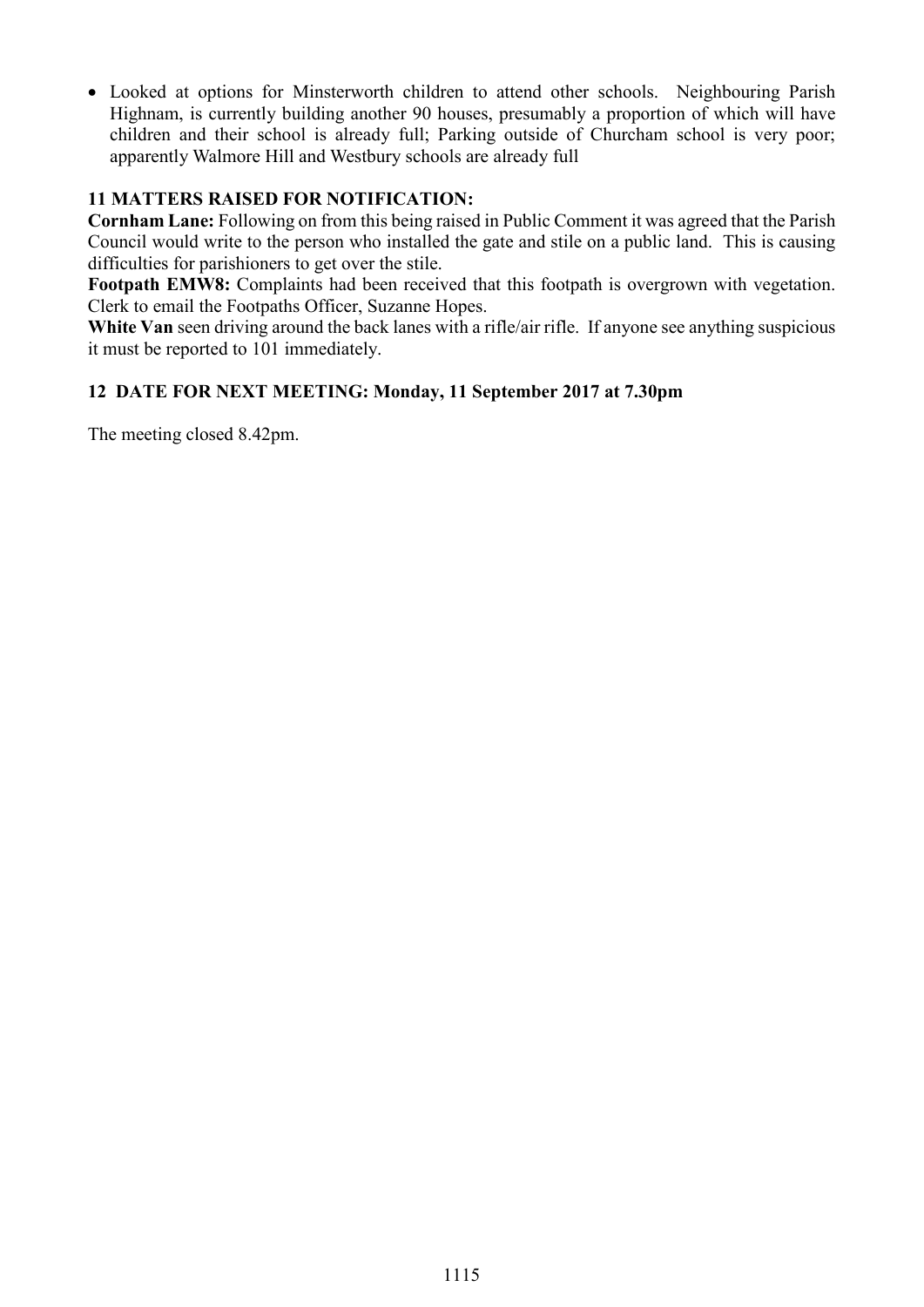- Looked at options for Minsterworth children to attend other schools. Neighbouring Parish Highnam, is currently building another 90 houses, presumably a proportion of which will have children and their school is already full; Parking outside of Churcham school is very poor; apparently Walmore Hill and Westbury schools are already full

## 11 MATTERS RAISED FOR NOTIFICATION:

**Cornham Lane:** Following on from this being raised in Public Comment it was agreed that the Parish Council would write to the person who installed the gate and stile on a public land. This is causing difficulties for parishioners to get over the stile.

**Footpath EMW8:** Complaints had been received that this footpath is overgrown with vegetation. Clerk to email the Footpaths Officer, Suzanne Hopes.

**White Van** seen driving around the back lanes with a rifle/air rifle. If anyone see anything suspicious it must be reported to 101 immediately.

## 12 DATE FOR NEXT MEETING: Monday, 11 September 2017 at 7.30pm

The meeting closed 8.42pm.